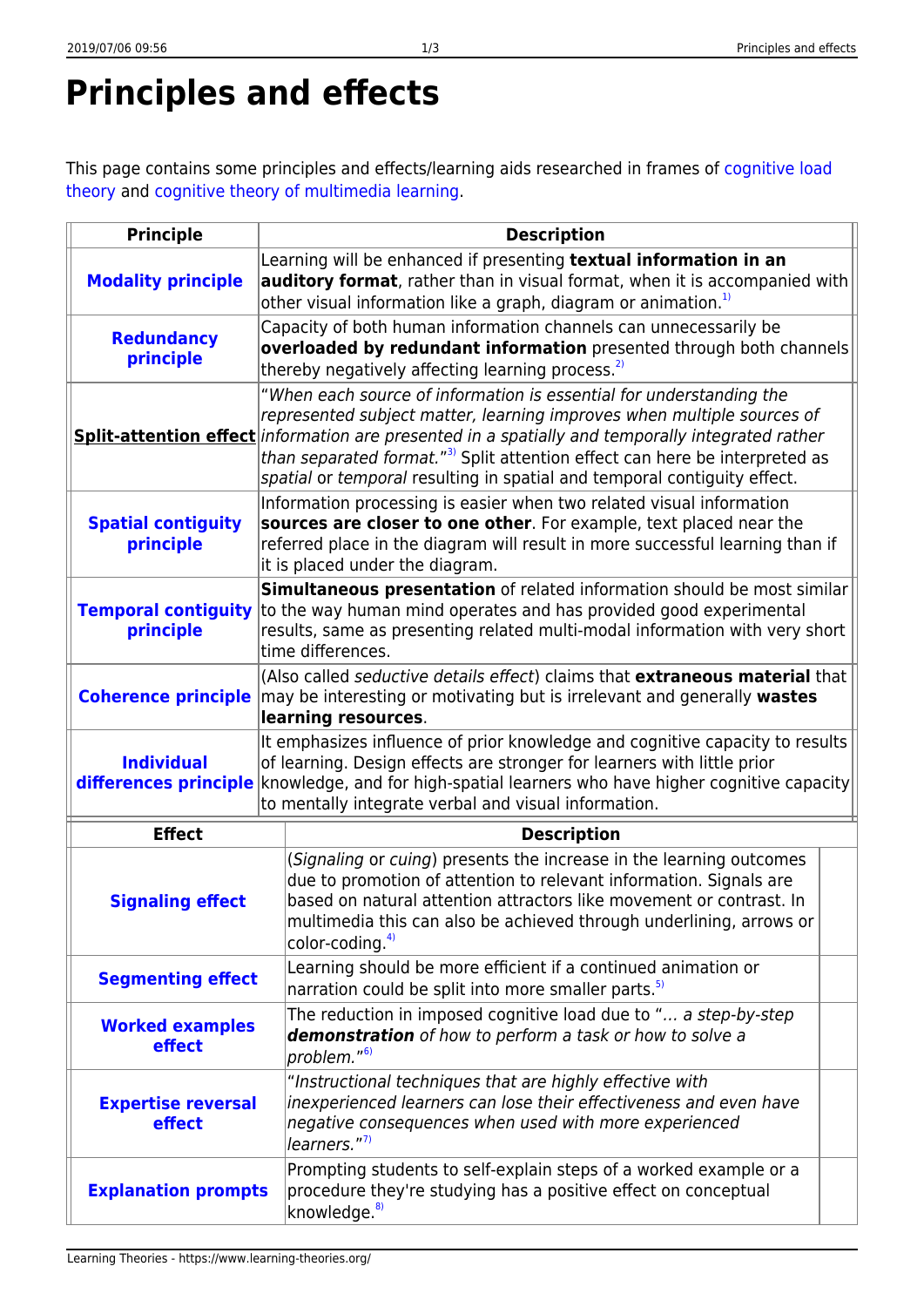# Principles and effects

This page contains some principles and effects/learning aids researched in frames of cognitive load theory and cognitive theory of multimedia learning.

| Principle | Description |
|---|---|
| **Modality principle** | Learning will be enhanced if presenting **textual information in an auditory format**, rather than in visual format, when it is accompanied with other visual information like a graph, diagram or animation.[1] |
| **Redundancy principle** | Capacity of both human information channels can unnecessarily be **overloaded by redundant information** presented through both channels thereby negatively affecting learning process.[2] |
| **Split-attention effect** | "*When each source of information is essential for understanding the represented subject matter, learning improves when multiple sources of information are presented in a spatially and temporally integrated rather than separated format.*"[3] Split attention effect can here be interpreted as *spatial* or *temporal* resulting in spatial and temporal contiguity effect. |
| **Spatial contiguity principle** | Information processing is easier when two related visual information **sources are closer to one other**. For example, text placed near the referred place in the diagram will result in more successful learning than if it is placed under the diagram. |
| **Temporal contiguity principle** | **Simultaneous presentation** of related information should be most similar to the way human mind operates and has provided good experimental results, same as presenting related multi-modal information with very short time differences. |
| **Coherence principle** | (Also called *seductive details effect*) claims that **extraneous material** that may be interesting or motivating but is irrelevant and generally **wastes learning resources**. |
| **Individual differences principle** | It emphasizes influence of prior knowledge and cognitive capacity to results of learning. Design effects are stronger for learners with little prior knowledge, and for high-spatial learners who have higher cognitive capacity to mentally integrate verbal and visual information. |

| Effect | Description |
|---|---|
| **Signaling effect** | (*Signaling* or *cuing*) presents the increase in the learning outcomes due to promotion of attention to relevant information. Signals are based on natural attention attractors like movement or contrast. In multimedia this can also be achieved through underlining, arrows or color-coding.[4] |
| **Segmenting effect** | Learning should be more efficient if a continued animation or narration could be split into more smaller parts.[5] |
| **Worked examples effect** | The reduction in imposed cognitive load due to "*… a step-by-step **demonstration** of how to perform a task or how to solve a problem.*"[6] |
| **Expertise reversal effect** | "*Instructional techniques that are highly effective with inexperienced learners can lose their effectiveness and even have negative consequences when used with more experienced learners.*"[7] |
| **Explanation prompts** | Prompting students to self-explain steps of a worked example or a procedure they're studying has a positive effect on conceptual knowledge.[8] |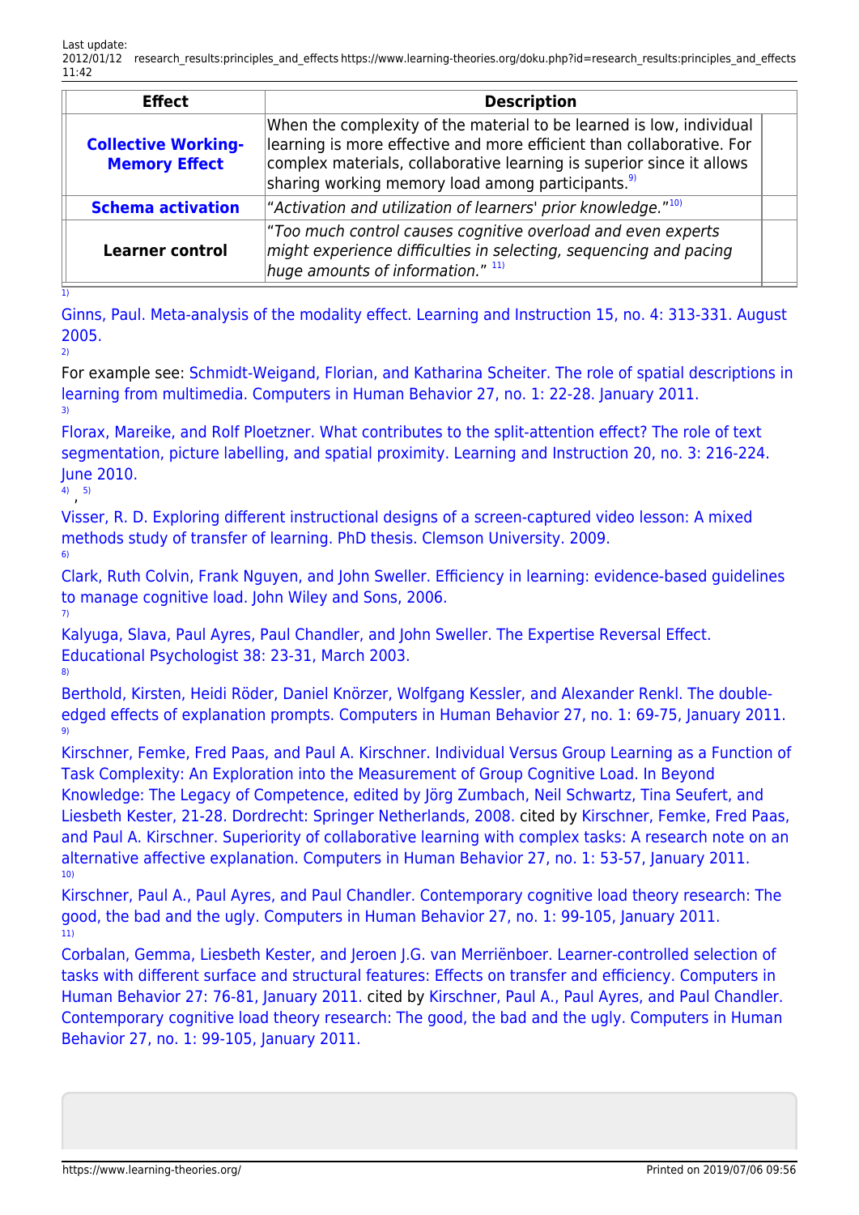| Effect | Description |
| --- | --- |
| **Collective Working-Memory Effect** | When the complexity of the material to be learned is low, individual learning is more effective and more efficient than collaborative. For complex materials, collaborative learning is superior since it allows sharing working memory load among participants.[9] |
| **Schema activation** | *"Activation and utilization of learners' prior knowledge."*[10] |
| **Learner control** | *"Too much control causes cognitive overload and even experts might experience difficulties in selecting, sequencing and pacing huge amounts of information."* [11] |

[1] Ginns, Paul. Meta-analysis of the modality effect. Learning and Instruction 15, no. 4: 313-331. August 2005.

[2] For example see: Schmidt-Weigand, Florian, and Katharina Scheiter. The role of spatial descriptions in learning from multimedia. Computers in Human Behavior 27, no. 1: 22-28. January 2011.

[3] Florax, Mareike, and Rolf Ploetzner. What contributes to the split-attention effect? The role of text segmentation, picture labelling, and spatial proximity. Learning and Instruction 20, no. 3: 216-224. June 2010.

[4], [5] Visser, R. D. Exploring different instructional designs of a screen-captured video lesson: A mixed methods study of transfer of learning. PhD thesis. Clemson University. 2009.

[6] Clark, Ruth Colvin, Frank Nguyen, and John Sweller. Efficiency in learning: evidence-based guidelines to manage cognitive load. John Wiley and Sons, 2006.

[7] Kalyuga, Slava, Paul Ayres, Paul Chandler, and John Sweller. The Expertise Reversal Effect. Educational Psychologist 38: 23-31, March 2003.

[8] Berthold, Kirsten, Heidi Röder, Daniel Knörzer, Wolfgang Kessler, and Alexander Renkl. The double-edged effects of explanation prompts. Computers in Human Behavior 27, no. 1: 69-75, January 2011.

[9] Kirschner, Femke, Fred Paas, and Paul A. Kirschner. Individual Versus Group Learning as a Function of Task Complexity: An Exploration into the Measurement of Group Cognitive Load. In Beyond Knowledge: The Legacy of Competence, edited by Jörg Zumbach, Neil Schwartz, Tina Seufert, and Liesbeth Kester, 21-28. Dordrecht: Springer Netherlands, 2008. cited by Kirschner, Femke, Fred Paas, and Paul A. Kirschner. Superiority of collaborative learning with complex tasks: A research note on an alternative affective explanation. Computers in Human Behavior 27, no. 1: 53-57, January 2011.

[10] Kirschner, Paul A., Paul Ayres, and Paul Chandler. Contemporary cognitive load theory research: The good, the bad and the ugly. Computers in Human Behavior 27, no. 1: 99-105, January 2011.

[11] Corbalan, Gemma, Liesbeth Kester, and Jeroen J.G. van Merriënboer. Learner-controlled selection of tasks with different surface and structural features: Effects on transfer and efficiency. Computers in Human Behavior 27: 76-81, January 2011. cited by Kirschner, Paul A., Paul Ayres, and Paul Chandler. Contemporary cognitive load theory research: The good, the bad and the ugly. Computers in Human Behavior 27, no. 1: 99-105, January 2011.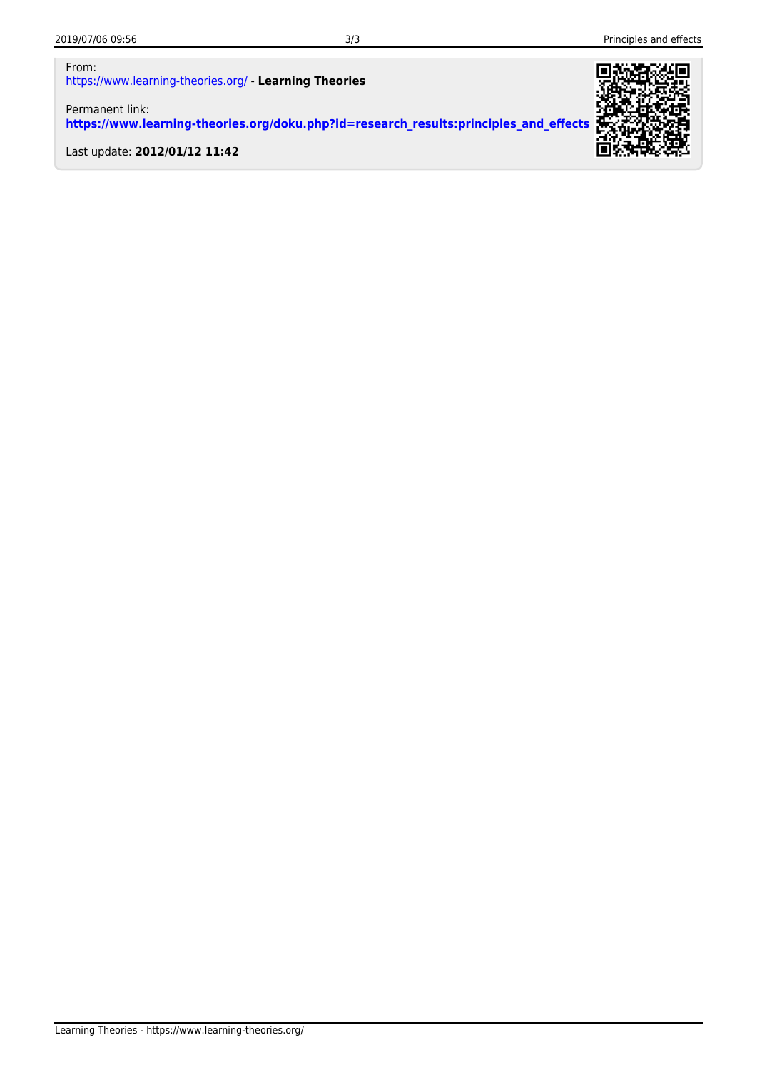From:
https://www.learning-theories.org/ - **Learning Theories**

Permanent link:
**https://www.learning-theories.org/doku.php?id=research_results:principles_and_effects**

Last update: **2012/01/12 11:42**